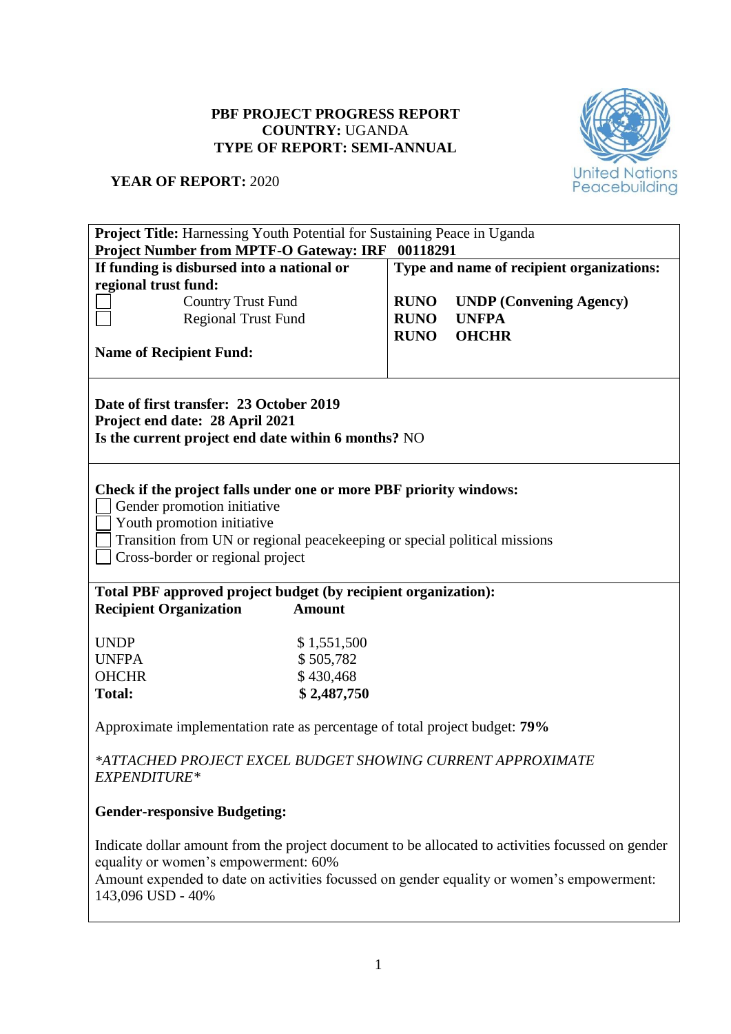**PBF PROJECT PROGRESS REPORT**
**COUNTRY:** UGANDA
**TYPE OF REPORT: SEMI-ANNUAL**

**YEAR OF REPORT:** 2020

**Project Title:** Harnessing Youth Potential for Sustaining Peace in Uganda
**Project Number from MPTF-O Gateway: IRF 00118291**

| **If funding is disbursed into a national or regional trust fund:** | **Type and name of recipient organizations:** |
|---|---|
| ☐ Country Trust Fund<br>☐ Regional Trust Fund<br><br>**Name of Recipient Fund:** | **RUNO UNDP (Convening Agency)**<br>**RUNO UNFPA**<br>**RUNO OHCHR** |

**Date of first transfer: 23 October 2019**
**Project end date: 28 April 2021**
**Is the current project end date within 6 months?** NO

**Check if the project falls under one or more PBF priority windows:**

☐ Gender promotion initiative
☐ Youth promotion initiative
☐ Transition from UN or regional peacekeeping or special political missions
☐ Cross-border or regional project

**Total PBF approved project budget (by recipient organization):**

| **Recipient Organization** | **Amount** |
|---|---|
| UNDP | $ 1,551,500 |
| UNFPA | $ 505,782 |
| OHCHR | $ 430,468 |
| **Total:** | **$ 2,487,750** |

Approximate implementation rate as percentage of total project budget: **79%**

*\*ATTACHED PROJECT EXCEL BUDGET SHOWING CURRENT APPROXIMATE EXPENDITURE\**

**Gender-responsive Budgeting:**

Indicate dollar amount from the project document to be allocated to activities focussed on gender equality or women's empowerment: 60%
Amount expended to date on activities focussed on gender equality or women's empowerment: 143,096 USD - 40%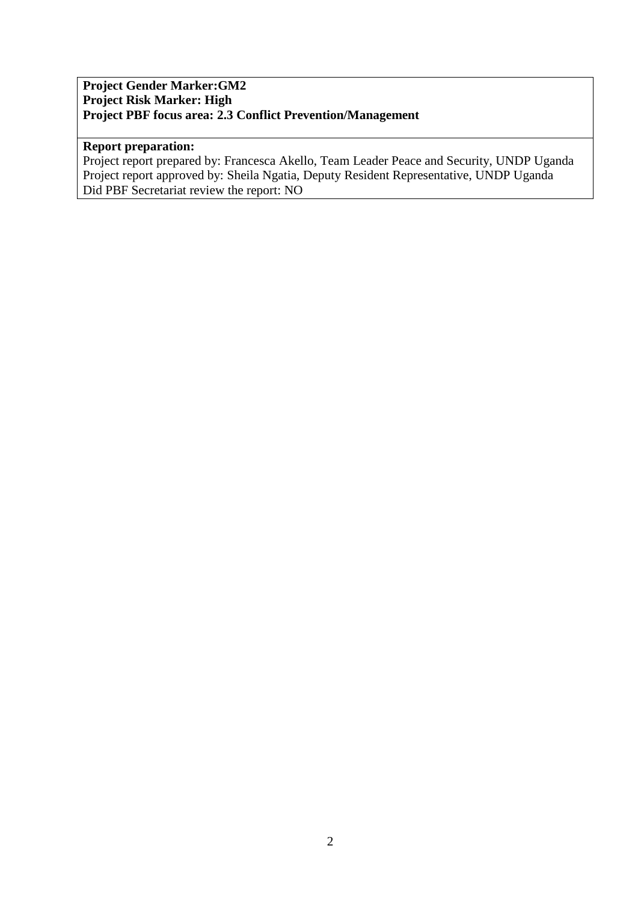**Project Gender Marker:GM2**
**Project Risk Marker: High**
**Project PBF focus area: 2.3 Conflict Prevention/Management**

**Report preparation:**

Project report prepared by: Francesca Akello, Team Leader Peace and Security, UNDP Uganda
Project report approved by: Sheila Ngatia, Deputy Resident Representative, UNDP Uganda
Did PBF Secretariat review the report: NO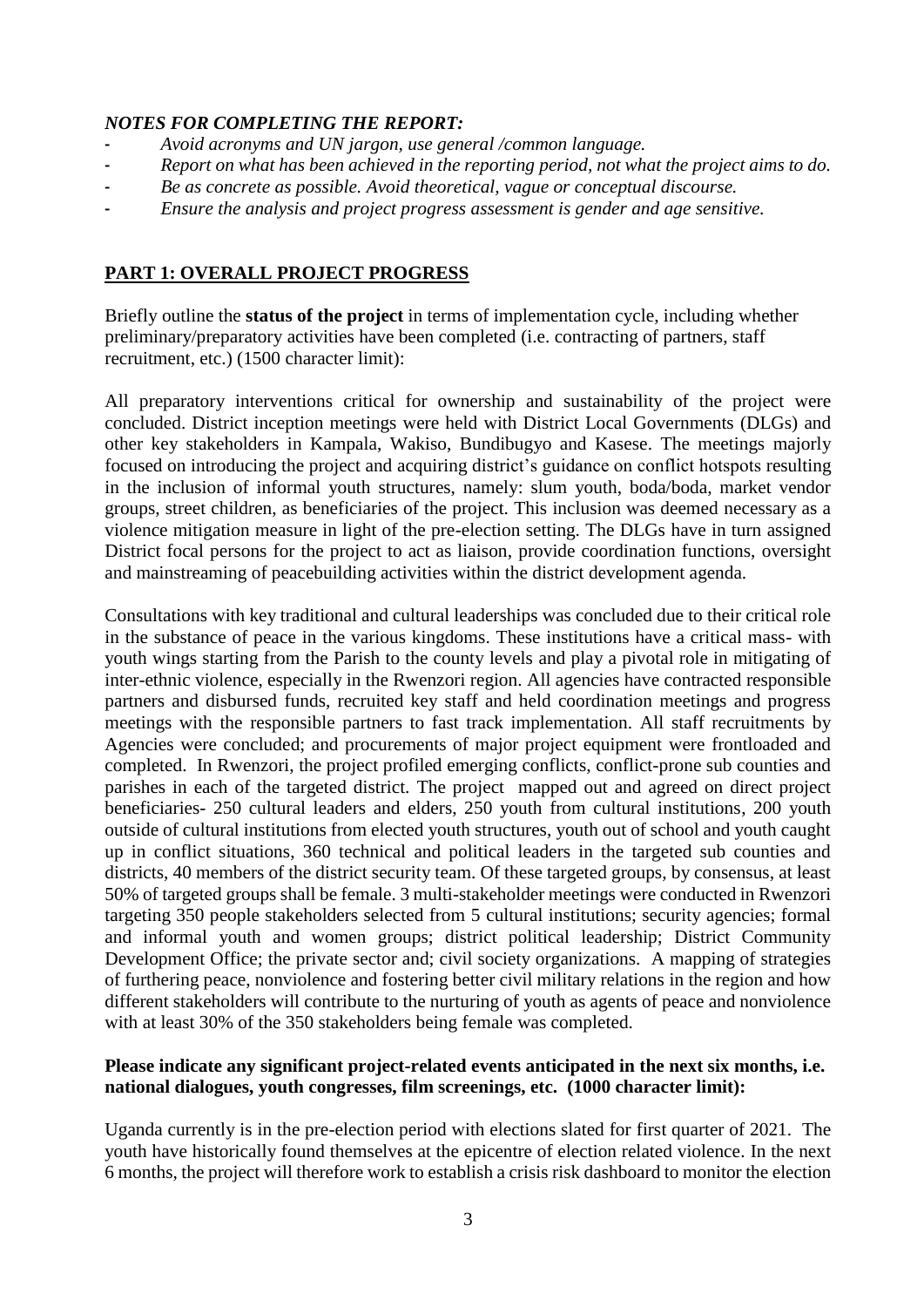***NOTES FOR COMPLETING THE REPORT:***

- *Avoid acronyms and UN jargon, use general /common language.*
- *Report on what has been achieved in the reporting period, not what the project aims to do.*
- *Be as concrete as possible. Avoid theoretical, vague or conceptual discourse.*
- *Ensure the analysis and project progress assessment is gender and age sensitive.*

## PART 1: OVERALL PROJECT PROGRESS

Briefly outline the **status of the project** in terms of implementation cycle, including whether preliminary/preparatory activities have been completed (i.e. contracting of partners, staff recruitment, etc.) (1500 character limit):

All preparatory interventions critical for ownership and sustainability of the project were concluded. District inception meetings were held with District Local Governments (DLGs) and other key stakeholders in Kampala, Wakiso, Bundibugyo and Kasese. The meetings majorly focused on introducing the project and acquiring district's guidance on conflict hotspots resulting in the inclusion of informal youth structures, namely: slum youth, boda/boda, market vendor groups, street children, as beneficiaries of the project. This inclusion was deemed necessary as a violence mitigation measure in light of the pre-election setting. The DLGs have in turn assigned District focal persons for the project to act as liaison, provide coordination functions, oversight and mainstreaming of peacebuilding activities within the district development agenda.

Consultations with key traditional and cultural leaderships was concluded due to their critical role in the substance of peace in the various kingdoms. These institutions have a critical mass- with youth wings starting from the Parish to the county levels and play a pivotal role in mitigating of inter-ethnic violence, especially in the Rwenzori region. All agencies have contracted responsible partners and disbursed funds, recruited key staff and held coordination meetings and progress meetings with the responsible partners to fast track implementation. All staff recruitments by Agencies were concluded; and procurements of major project equipment were frontloaded and completed. In Rwenzori, the project profiled emerging conflicts, conflict-prone sub counties and parishes in each of the targeted district. The project mapped out and agreed on direct project beneficiaries- 250 cultural leaders and elders, 250 youth from cultural institutions, 200 youth outside of cultural institutions from elected youth structures, youth out of school and youth caught up in conflict situations, 360 technical and political leaders in the targeted sub counties and districts, 40 members of the district security team. Of these targeted groups, by consensus, at least 50% of targeted groups shall be female. 3 multi-stakeholder meetings were conducted in Rwenzori targeting 350 people stakeholders selected from 5 cultural institutions; security agencies; formal and informal youth and women groups; district political leadership; District Community Development Office; the private sector and; civil society organizations. A mapping of strategies of furthering peace, nonviolence and fostering better civil military relations in the region and how different stakeholders will contribute to the nurturing of youth as agents of peace and nonviolence with at least 30% of the 350 stakeholders being female was completed.

**Please indicate any significant project-related events anticipated in the next six months, i.e. national dialogues, youth congresses, film screenings, etc. (1000 character limit):**

Uganda currently is in the pre-election period with elections slated for first quarter of 2021. The youth have historically found themselves at the epicentre of election related violence. In the next 6 months, the project will therefore work to establish a crisis risk dashboard to monitor the election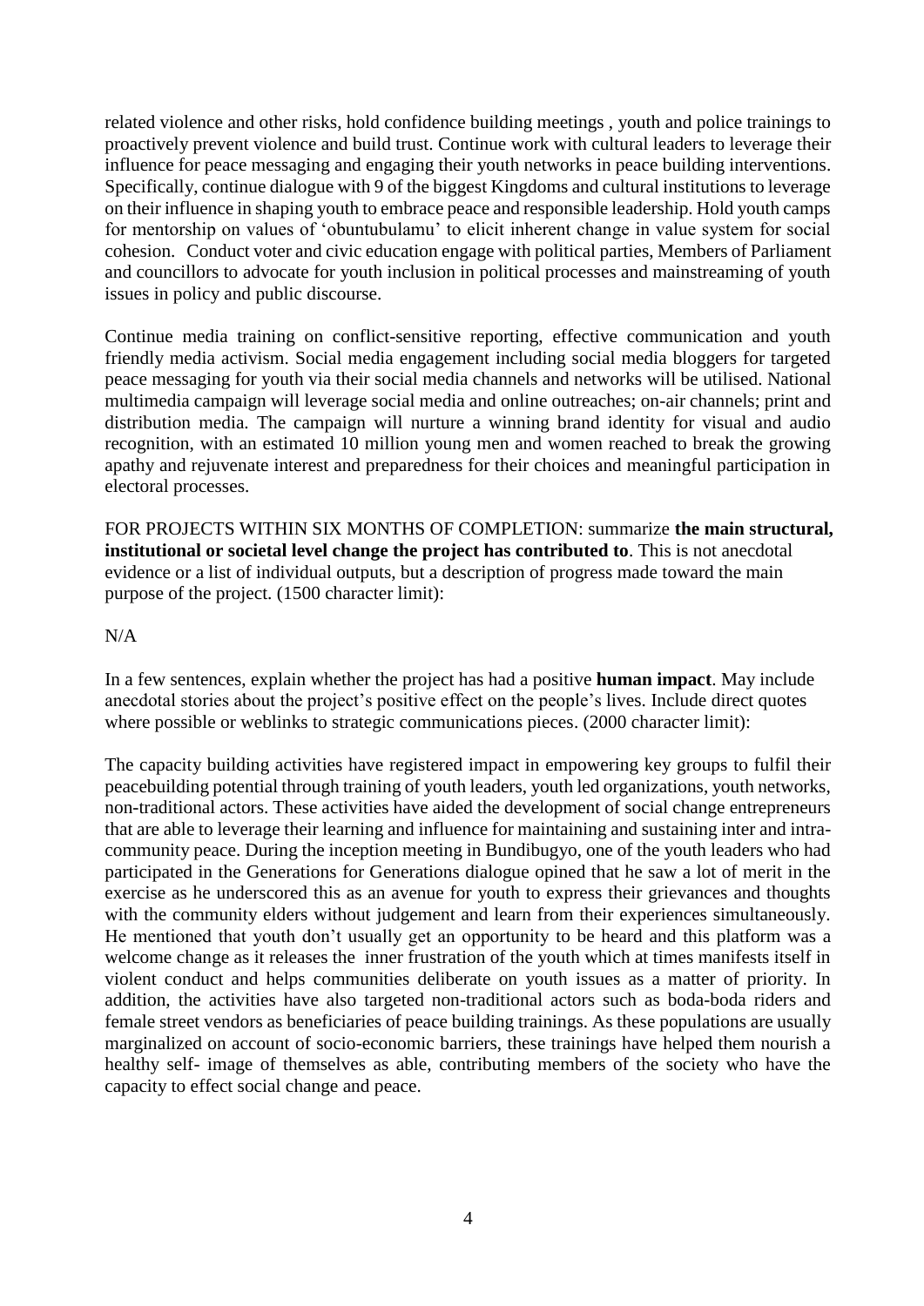related violence and other risks, hold confidence building meetings , youth and police trainings to proactively prevent violence and build trust. Continue work with cultural leaders to leverage their influence for peace messaging and engaging their youth networks in peace building interventions. Specifically, continue dialogue with 9 of the biggest Kingdoms and cultural institutions to leverage on their influence in shaping youth to embrace peace and responsible leadership. Hold youth camps for mentorship on values of 'obuntubulamu' to elicit inherent change in value system for social cohesion. Conduct voter and civic education engage with political parties, Members of Parliament and councillors to advocate for youth inclusion in political processes and mainstreaming of youth issues in policy and public discourse.

Continue media training on conflict-sensitive reporting, effective communication and youth friendly media activism. Social media engagement including social media bloggers for targeted peace messaging for youth via their social media channels and networks will be utilised. National multimedia campaign will leverage social media and online outreaches; on-air channels; print and distribution media. The campaign will nurture a winning brand identity for visual and audio recognition, with an estimated 10 million young men and women reached to break the growing apathy and rejuvenate interest and preparedness for their choices and meaningful participation in electoral processes.

FOR PROJECTS WITHIN SIX MONTHS OF COMPLETION: summarize **the main structural, institutional or societal level change the project has contributed to**. This is not anecdotal evidence or a list of individual outputs, but a description of progress made toward the main purpose of the project. (1500 character limit):

N/A

In a few sentences, explain whether the project has had a positive **human impact**. May include anecdotal stories about the project's positive effect on the people's lives. Include direct quotes where possible or weblinks to strategic communications pieces. (2000 character limit):

The capacity building activities have registered impact in empowering key groups to fulfil their peacebuilding potential through training of youth leaders, youth led organizations, youth networks, non-traditional actors. These activities have aided the development of social change entrepreneurs that are able to leverage their learning and influence for maintaining and sustaining inter and intra-community peace. During the inception meeting in Bundibugyo, one of the youth leaders who had participated in the Generations for Generations dialogue opined that he saw a lot of merit in the exercise as he underscored this as an avenue for youth to express their grievances and thoughts with the community elders without judgement and learn from their experiences simultaneously. He mentioned that youth don't usually get an opportunity to be heard and this platform was a welcome change as it releases the inner frustration of the youth which at times manifests itself in violent conduct and helps communities deliberate on youth issues as a matter of priority. In addition, the activities have also targeted non-traditional actors such as boda-boda riders and female street vendors as beneficiaries of peace building trainings. As these populations are usually marginalized on account of socio-economic barriers, these trainings have helped them nourish a healthy self- image of themselves as able, contributing members of the society who have the capacity to effect social change and peace.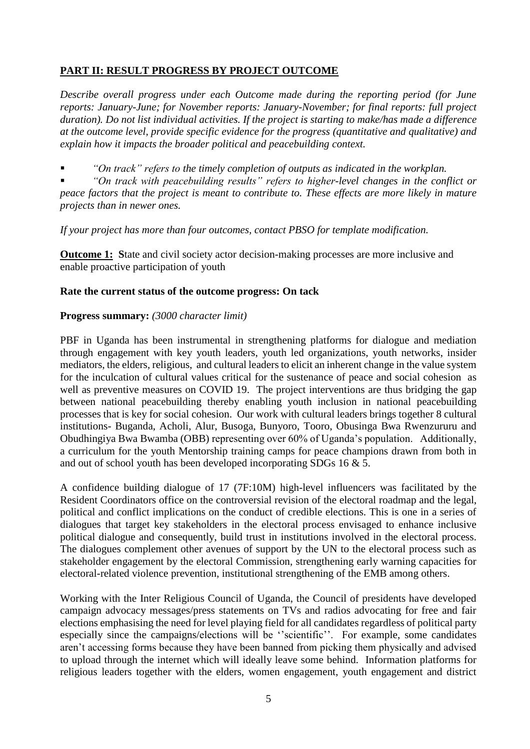## **PART II: RESULT PROGRESS BY PROJECT OUTCOME**

*Describe overall progress under each Outcome made during the reporting period (for June reports: January-June; for November reports: January-November; for final reports: full project duration). Do not list individual activities. If the project is starting to make/has made a difference at the outcome level, provide specific evidence for the progress (quantitative and qualitative) and explain how it impacts the broader political and peacebuilding context.*

- *"On track" refers to the timely completion of outputs as indicated in the workplan.*
- *"On track with peacebuilding results" refers to higher-level changes in the conflict or peace factors that the project is meant to contribute to. These effects are more likely in mature projects than in newer ones.*

*If your project has more than four outcomes, contact PBSO for template modification.*

**Outcome 1:** **S**tate and civil society actor decision-making processes are more inclusive and enable proactive participation of youth

**Rate the current status of the outcome progress: On tack**

**Progress summary:** *(3000 character limit)*

PBF in Uganda has been instrumental in strengthening platforms for dialogue and mediation through engagement with key youth leaders, youth led organizations, youth networks, insider mediators, the elders, religious, and cultural leaders to elicit an inherent change in the value system for the inculcation of cultural values critical for the sustenance of peace and social cohesion as well as preventive measures on COVID 19. The project interventions are thus bridging the gap between national peacebuilding thereby enabling youth inclusion in national peacebuilding processes that is key for social cohesion. Our work with cultural leaders brings together 8 cultural institutions- Buganda, Acholi, Alur, Busoga, Bunyoro, Tooro, Obusinga Bwa Rwenzururu and Obudhingiya Bwa Bwamba (OBB) representing over 60% of Uganda's population. Additionally, a curriculum for the youth Mentorship training camps for peace champions drawn from both in and out of school youth has been developed incorporating SDGs 16 & 5.

A confidence building dialogue of 17 (7F:10M) high-level influencers was facilitated by the Resident Coordinators office on the controversial revision of the electoral roadmap and the legal, political and conflict implications on the conduct of credible elections. This is one in a series of dialogues that target key stakeholders in the electoral process envisaged to enhance inclusive political dialogue and consequently, build trust in institutions involved in the electoral process. The dialogues complement other avenues of support by the UN to the electoral process such as stakeholder engagement by the electoral Commission, strengthening early warning capacities for electoral-related violence prevention, institutional strengthening of the EMB among others.

Working with the Inter Religious Council of Uganda, the Council of presidents have developed campaign advocacy messages/press statements on TVs and radios advocating for free and fair elections emphasising the need for level playing field for all candidates regardless of political party especially since the campaigns/elections will be ''scientific''. For example, some candidates aren't accessing forms because they have been banned from picking them physically and advised to upload through the internet which will ideally leave some behind. Information platforms for religious leaders together with the elders, women engagement, youth engagement and district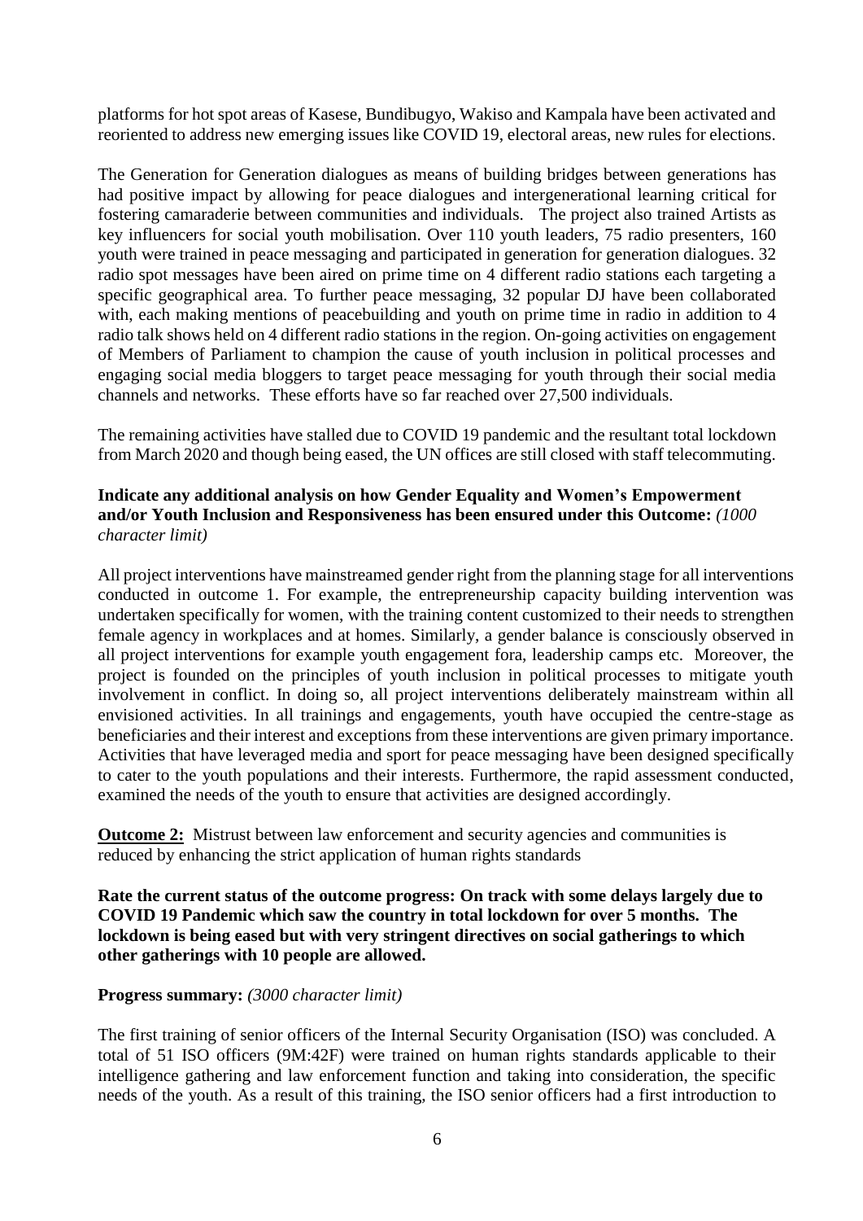platforms for hot spot areas of Kasese, Bundibugyo, Wakiso and Kampala have been activated and reoriented to address new emerging issues like COVID 19, electoral areas, new rules for elections.

The Generation for Generation dialogues as means of building bridges between generations has had positive impact by allowing for peace dialogues and intergenerational learning critical for fostering camaraderie between communities and individuals. The project also trained Artists as key influencers for social youth mobilisation. Over 110 youth leaders, 75 radio presenters, 160 youth were trained in peace messaging and participated in generation for generation dialogues. 32 radio spot messages have been aired on prime time on 4 different radio stations each targeting a specific geographical area. To further peace messaging, 32 popular DJ have been collaborated with, each making mentions of peacebuilding and youth on prime time in radio in addition to 4 radio talk shows held on 4 different radio stations in the region. On-going activities on engagement of Members of Parliament to champion the cause of youth inclusion in political processes and engaging social media bloggers to target peace messaging for youth through their social media channels and networks. These efforts have so far reached over 27,500 individuals.

The remaining activities have stalled due to COVID 19 pandemic and the resultant total lockdown from March 2020 and though being eased, the UN offices are still closed with staff telecommuting.

**Indicate any additional analysis on how Gender Equality and Women's Empowerment and/or Youth Inclusion and Responsiveness has been ensured under this Outcome:** *(1000 character limit)*

All project interventions have mainstreamed gender right from the planning stage for all interventions conducted in outcome 1. For example, the entrepreneurship capacity building intervention was undertaken specifically for women, with the training content customized to their needs to strengthen female agency in workplaces and at homes. Similarly, a gender balance is consciously observed in all project interventions for example youth engagement fora, leadership camps etc. Moreover, the project is founded on the principles of youth inclusion in political processes to mitigate youth involvement in conflict. In doing so, all project interventions deliberately mainstream within all envisioned activities. In all trainings and engagements, youth have occupied the centre-stage as beneficiaries and their interest and exceptions from these interventions are given primary importance. Activities that have leveraged media and sport for peace messaging have been designed specifically to cater to the youth populations and their interests. Furthermore, the rapid assessment conducted, examined the needs of the youth to ensure that activities are designed accordingly.

**Outcome 2:** Mistrust between law enforcement and security agencies and communities is reduced by enhancing the strict application of human rights standards

**Rate the current status of the outcome progress: On track with some delays largely due to COVID 19 Pandemic which saw the country in total lockdown for over 5 months. The lockdown is being eased but with very stringent directives on social gatherings to which other gatherings with 10 people are allowed.**

**Progress summary:** *(3000 character limit)*

The first training of senior officers of the Internal Security Organisation (ISO) was concluded. A total of 51 ISO officers (9M:42F) were trained on human rights standards applicable to their intelligence gathering and law enforcement function and taking into consideration, the specific needs of the youth. As a result of this training, the ISO senior officers had a first introduction to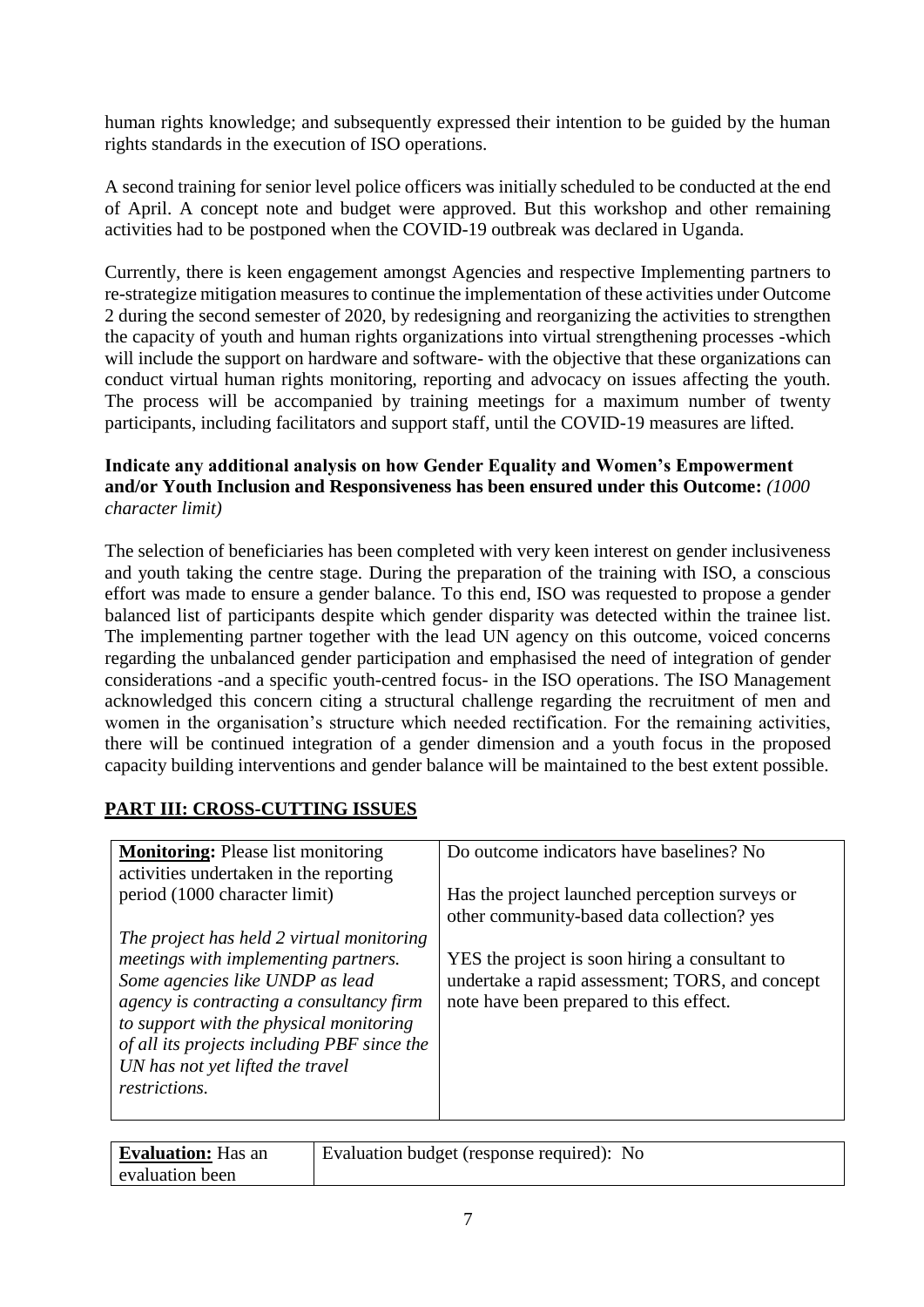human rights knowledge; and subsequently expressed their intention to be guided by the human rights standards in the execution of ISO operations.

A second training for senior level police officers was initially scheduled to be conducted at the end of April. A concept note and budget were approved. But this workshop and other remaining activities had to be postponed when the COVID-19 outbreak was declared in Uganda.

Currently, there is keen engagement amongst Agencies and respective Implementing partners to re-strategize mitigation measures to continue the implementation of these activities under Outcome 2 during the second semester of 2020, by redesigning and reorganizing the activities to strengthen the capacity of youth and human rights organizations into virtual strengthening processes -which will include the support on hardware and software- with the objective that these organizations can conduct virtual human rights monitoring, reporting and advocacy on issues affecting the youth. The process will be accompanied by training meetings for a maximum number of twenty participants, including facilitators and support staff, until the COVID-19 measures are lifted.

**Indicate any additional analysis on how Gender Equality and Women's Empowerment and/or Youth Inclusion and Responsiveness has been ensured under this Outcome:** *(1000 character limit)*

The selection of beneficiaries has been completed with very keen interest on gender inclusiveness and youth taking the centre stage. During the preparation of the training with ISO, a conscious effort was made to ensure a gender balance. To this end, ISO was requested to propose a gender balanced list of participants despite which gender disparity was detected within the trainee list. The implementing partner together with the lead UN agency on this outcome, voiced concerns regarding the unbalanced gender participation and emphasised the need of integration of gender considerations -and a specific youth-centred focus- in the ISO operations. The ISO Management acknowledged this concern citing a structural challenge regarding the recruitment of men and women in the organisation's structure which needed rectification. For the remaining activities, there will be continued integration of a gender dimension and a youth focus in the proposed capacity building interventions and gender balance will be maintained to the best extent possible.

## PART III: CROSS-CUTTING ISSUES

| **Monitoring:** Please list monitoring activities undertaken in the reporting period (1000 character limit)<br><br>*The project has held 2 virtual monitoring meetings with implementing partners. Some agencies like UNDP as lead agency is contracting a consultancy firm to support with the physical monitoring of all its projects including PBF since the UN has not yet lifted the travel restrictions.* | Do outcome indicators have baselines? No<br><br>Has the project launched perception surveys or other community-based data collection? yes<br><br>YES the project is soon hiring a consultant to undertake a rapid assessment; TORS, and concept note have been prepared to this effect. |
|---|---|

| **Evaluation:** Has an evaluation been | Evaluation budget (response required): No |
|---|---|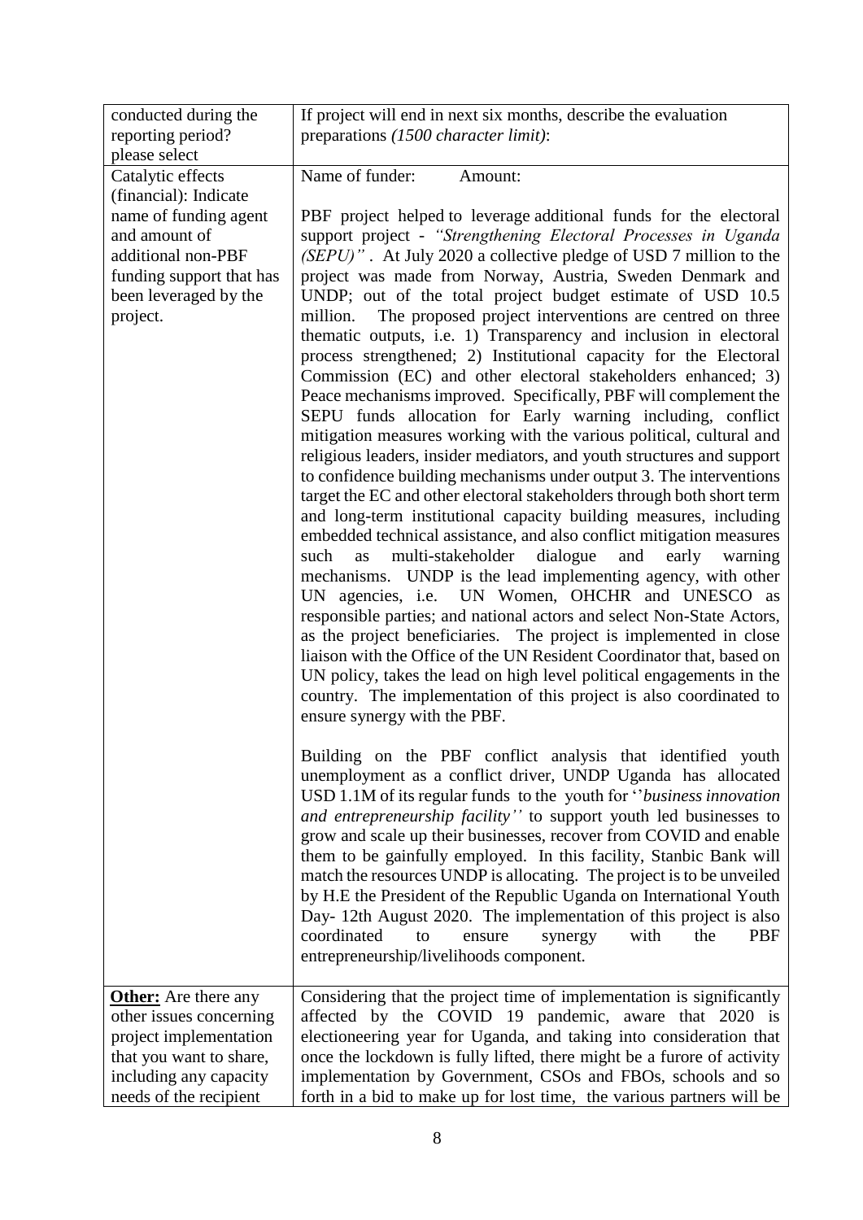| | |
|---|---|
| conducted during the reporting period? please select | If project will end in next six months, describe the evaluation preparations *(1500 character limit)*: |
| Catalytic effects (financial): Indicate name of funding agent and amount of additional non-PBF funding support that has been leveraged by the project. | Name of funder: Amount:<br><br>PBF project helped to leverage additional funds for the electoral support project - *"Strengthening Electoral Processes in Uganda (SEPU)"* . At July 2020 a collective pledge of USD 7 million to the project was made from Norway, Austria, Sweden Denmark and UNDP; out of the total project budget estimate of USD 10.5 million. The proposed project interventions are centred on three thematic outputs, i.e. 1) Transparency and inclusion in electoral process strengthened; 2) Institutional capacity for the Electoral Commission (EC) and other electoral stakeholders enhanced; 3) Peace mechanisms improved. Specifically, PBF will complement the SEPU funds allocation for Early warning including, conflict mitigation measures working with the various political, cultural and religious leaders, insider mediators, and youth structures and support to confidence building mechanisms under output 3. The interventions target the EC and other electoral stakeholders through both short term and long-term institutional capacity building measures, including embedded technical assistance, and also conflict mitigation measures such as multi-stakeholder dialogue and early warning mechanisms. UNDP is the lead implementing agency, with other UN agencies, i.e. UN Women, OHCHR and UNESCO as responsible parties; and national actors and select Non-State Actors, as the project beneficiaries. The project is implemented in close liaison with the Office of the UN Resident Coordinator that, based on UN policy, takes the lead on high level political engagements in the country. The implementation of this project is also coordinated to ensure synergy with the PBF.<br><br>Building on the PBF conflict analysis that identified youth unemployment as a conflict driver, UNDP Uganda has allocated USD 1.1M of its regular funds to the youth for ''*business innovation and entrepreneurship facility''* to support youth led businesses to grow and scale up their businesses, recover from COVID and enable them to be gainfully employed. In this facility, Stanbic Bank will match the resources UNDP is allocating. The project is to be unveiled by H.E the President of the Republic Uganda on International Youth Day- 12th August 2020. The implementation of this project is also coordinated to ensure synergy with the PBF entrepreneurship/livelihoods component. |
| **Other:** Are there any other issues concerning project implementation that you want to share, including any capacity needs of the recipient | Considering that the project time of implementation is significantly affected by the COVID 19 pandemic, aware that 2020 is electioneering year for Uganda, and taking into consideration that once the lockdown is fully lifted, there might be a furore of activity implementation by Government, CSOs and FBOs, schools and so forth in a bid to make up for lost time, the various partners will be |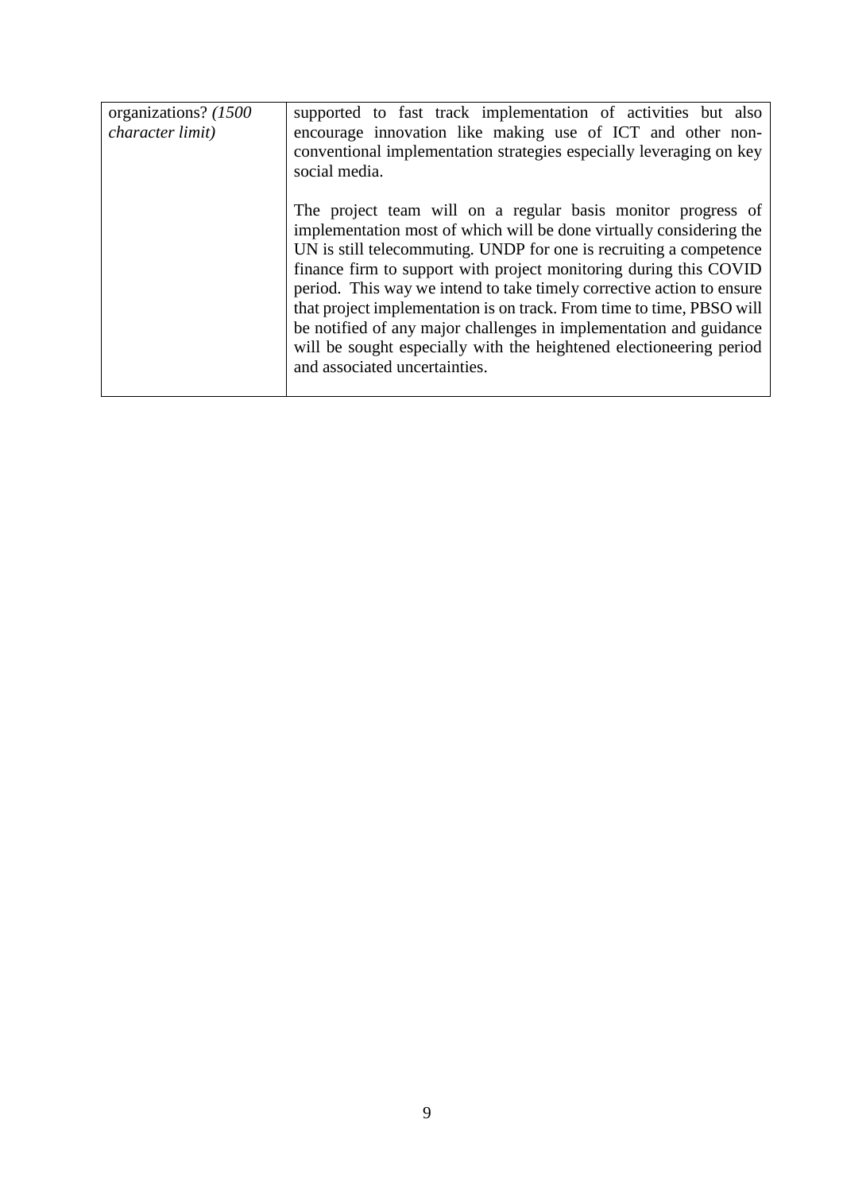| organizations? *(1500 character limit)* | supported to fast track implementation of activities but also encourage innovation like making use of ICT and other non-conventional implementation strategies especially leveraging on key social media.<br><br>The project team will on a regular basis monitor progress of implementation most of which will be done virtually considering the UN is still telecommuting. UNDP for one is recruiting a competence finance firm to support with project monitoring during this COVID period. This way we intend to take timely corrective action to ensure that project implementation is on track. From time to time, PBSO will be notified of any major challenges in implementation and guidance will be sought especially with the heightened electioneering period and associated uncertainties. |
|---|---|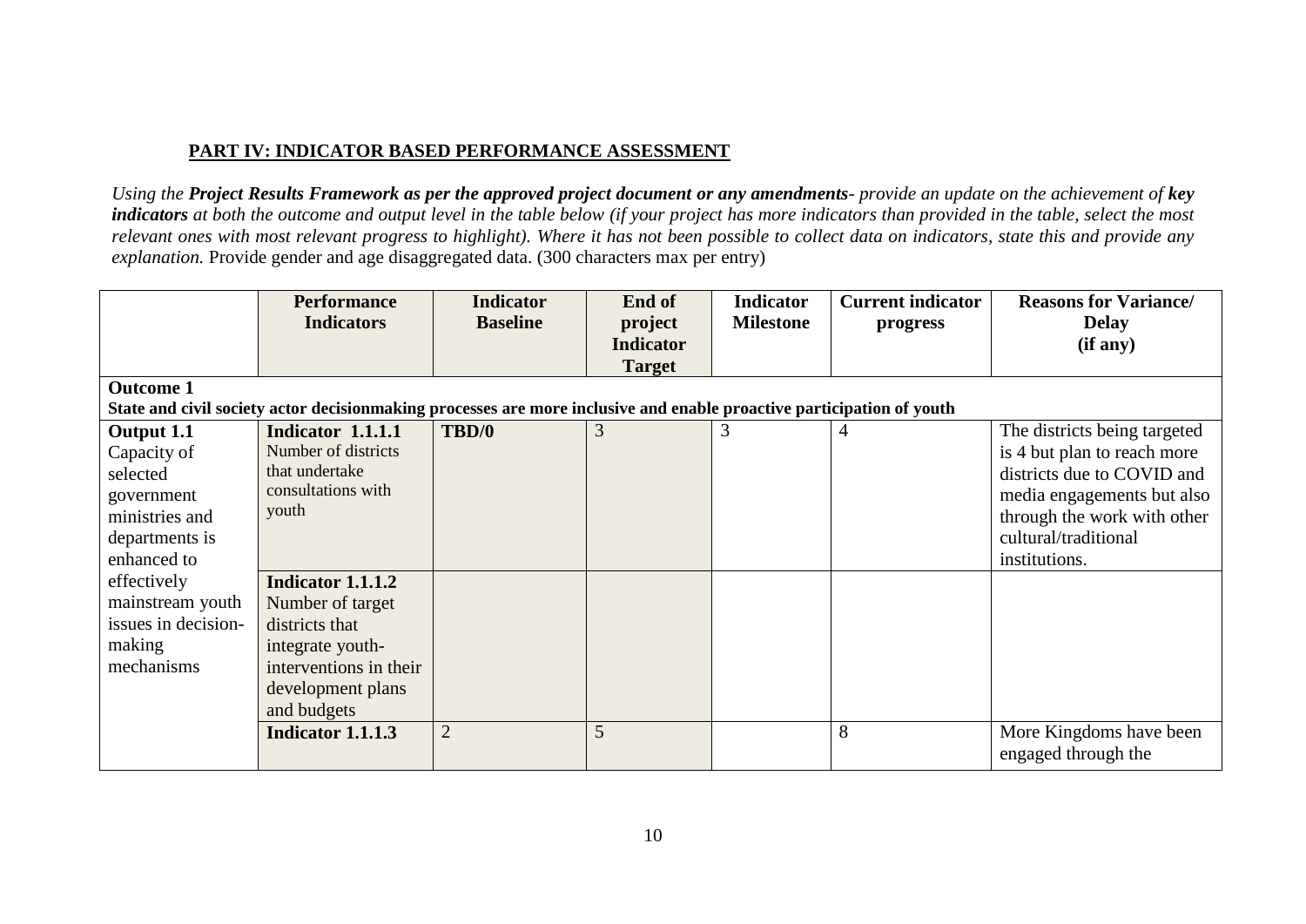## PART IV: INDICATOR BASED PERFORMANCE ASSESSMENT

*Using the **Project Results Framework as per the approved project document or any amendments**- provide an update on the achievement of **key indicators** at both the outcome and output level in the table below (if your project has more indicators than provided in the table, select the most relevant ones with most relevant progress to highlight). Where it has not been possible to collect data on indicators, state this and provide any explanation.* Provide gender and age disaggregated data. (300 characters max per entry)

| | Performance Indicators | Indicator Baseline | End of project Indicator Target | Indicator Milestone | Current indicator progress | Reasons for Variance/ Delay (if any) |
|---|---|---|---|---|---|---|
| **Outcome 1** State and civil society actor decisionmaking processes are more inclusive and enable proactive participation of youth | | | | | | |
| **Output 1.1** Capacity of selected government ministries and departments is enhanced to effectively mainstream youth issues in decision-making mechanisms | **Indicator 1.1.1.1** Number of districts that undertake consultations with youth | **TBD/0** | 3 | 3 | 4 | The districts being targeted is 4 but plan to reach more districts due to COVID and media engagements but also through the work with other cultural/traditional institutions. |
| | **Indicator 1.1.1.2** Number of target districts that integrate youth-interventions in their development plans and budgets | | | | | |
| | **Indicator 1.1.1.3** | 2 | 5 | | 8 | More Kingdoms have been engaged through the |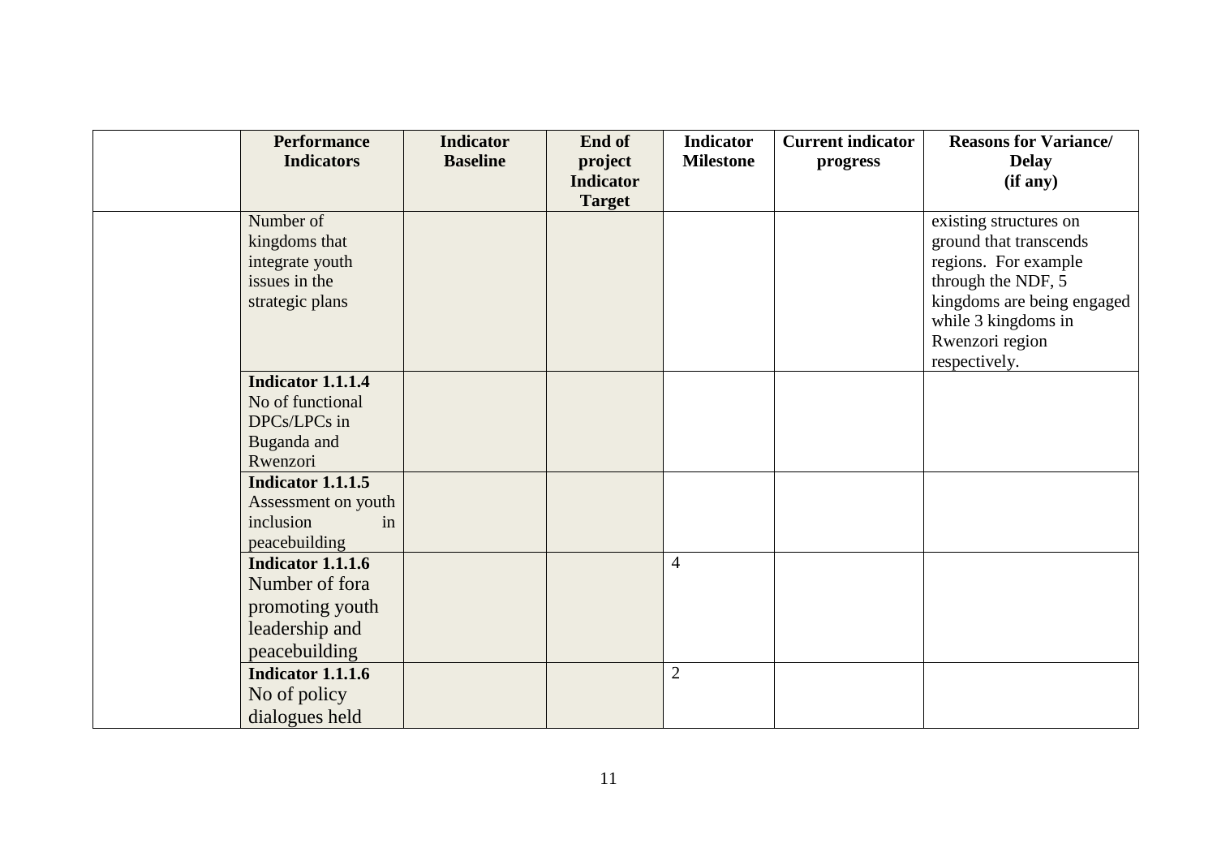| | Performance Indicators | Indicator Baseline | End of project Indicator Target | Indicator Milestone | Current indicator progress | Reasons for Variance/ Delay (if any) |
|---|---|---|---|---|---|---|
| | Number of kingdoms that integrate youth issues in the strategic plans | | | | | existing structures on ground that transcends regions. For example through the NDF, 5 kingdoms are being engaged while 3 kingdoms in Rwenzori region respectively. |
| | **Indicator 1.1.1.4** No of functional DPCs/LPCs in Buganda and Rwenzori | | | | | |
| | **Indicator 1.1.1.5** Assessment on youth inclusion in peacebuilding | | | | | |
| | **Indicator 1.1.1.6** Number of fora promoting youth leadership and peacebuilding | | | 4 | | |
| | **Indicator 1.1.1.6** No of policy dialogues held | | | 2 | | |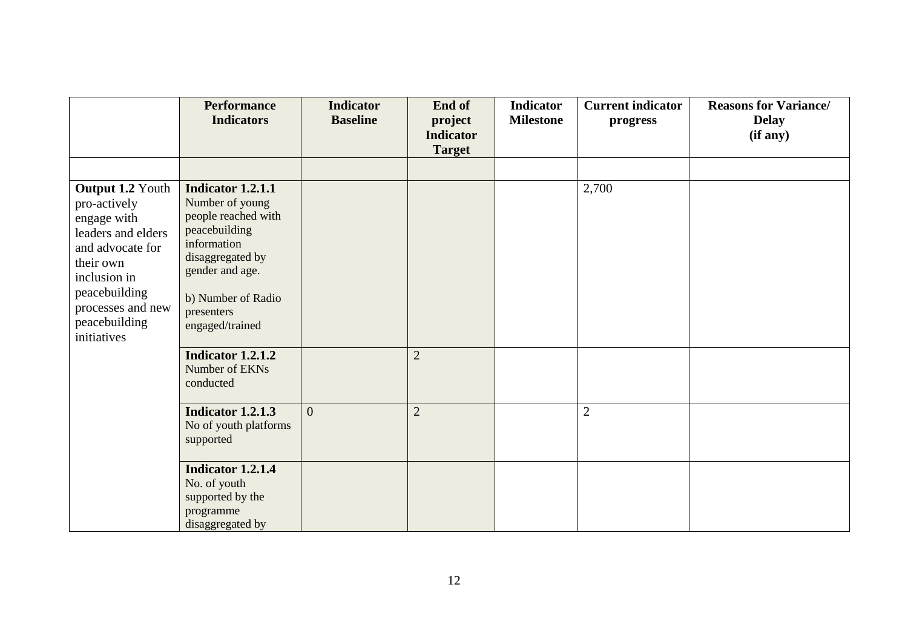| | Performance Indicators | Indicator Baseline | End of project Indicator Target | Indicator Milestone | Current indicator progress | Reasons for Variance/ Delay (if any) |
|---|---|---|---|---|---|---|
| | | | | | | |
| **Output 1.2** Youth pro-actively engage with leaders and elders and advocate for their own inclusion in peacebuilding processes and new peacebuilding initiatives | **Indicator 1.2.1.1** Number of young people reached with peacebuilding information disaggregated by gender and age.<br><br>b) Number of Radio presenters engaged/trained | | | | 2,700 | |
| | **Indicator 1.2.1.2** Number of EKNs conducted | | 2 | | | |
| | **Indicator 1.2.1.3** No of youth platforms supported | 0 | 2 | | 2 | |
| | **Indicator 1.2.1.4** No. of youth supported by the programme disaggregated by | | | | | |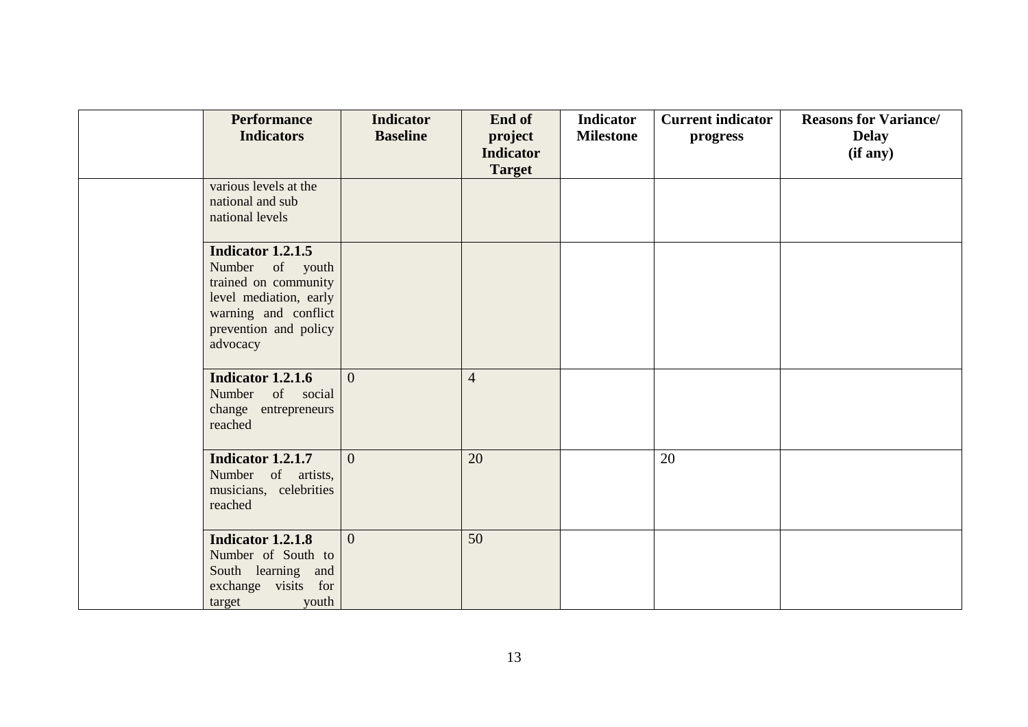| | Performance Indicators | Indicator Baseline | End of project Indicator Target | Indicator Milestone | Current indicator progress | Reasons for Variance/ Delay (if any) |
|---|---|---|---|---|---|---|
| | various levels at the national and sub national levels | | | | | |
| | **Indicator 1.2.1.5** Number of youth trained on community level mediation, early warning and conflict prevention and policy advocacy | | | | | |
| | **Indicator 1.2.1.6** Number of social change entrepreneurs reached | 0 | 4 | | | |
| | **Indicator 1.2.1.7** Number of artists, musicians, celebrities reached | 0 | 20 | | 20 | |
| | **Indicator 1.2.1.8** Number of South to South learning and exchange visits for target youth | 0 | 50 | | | |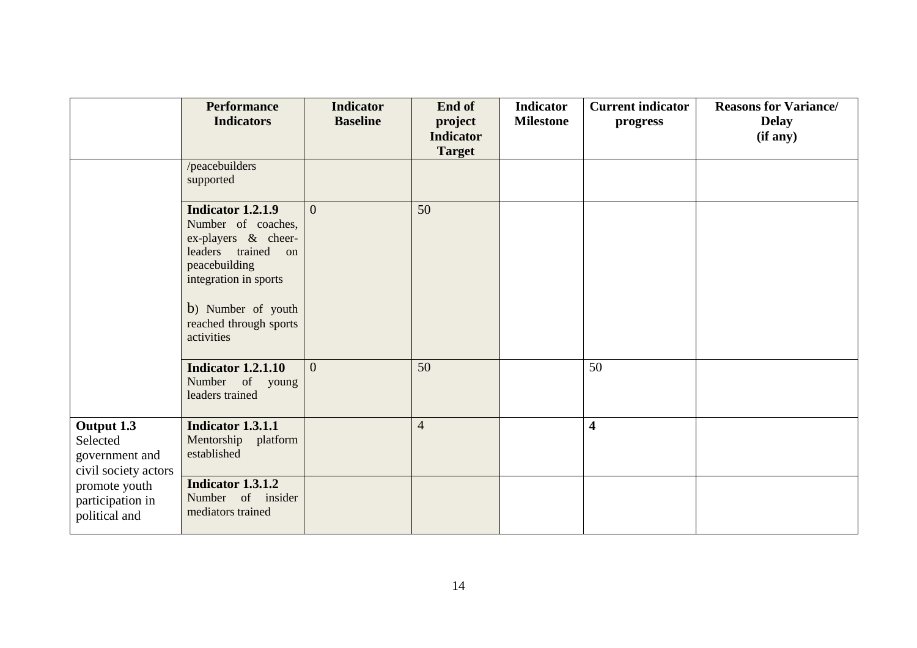| | Performance Indicators | Indicator Baseline | End of project Indicator Target | Indicator Milestone | Current indicator progress | Reasons for Variance/ Delay (if any) |
|---|---|---|---|---|---|---|
| | /peacebuilders supported | | | | | |
| | **Indicator 1.2.1.9** Number of coaches, ex-players & cheer-leaders trained on peacebuilding integration in sports<br><br>b) Number of youth reached through sports activities | 0 | 50 | | | |
| | **Indicator 1.2.1.10** Number of young leaders trained | 0 | 50 | | 50 | |
| **Output 1.3** Selected government and civil society actors promote youth participation in political and | **Indicator 1.3.1.1** Mentorship platform established | | 4 | | **4** | |
| | **Indicator 1.3.1.2** Number of insider mediators trained | | | | | |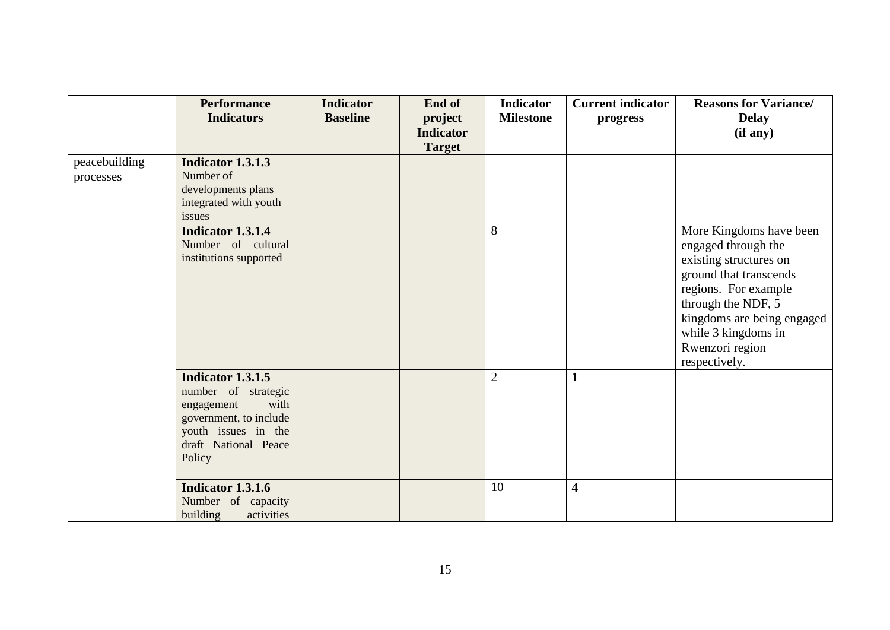| | Performance Indicators | Indicator Baseline | End of project Indicator Target | Indicator Milestone | Current indicator progress | Reasons for Variance/ Delay (if any) |
|---|---|---|---|---|---|---|
| peacebuilding processes | **Indicator 1.3.1.3** Number of developments plans integrated with youth issues | | | | | |
| | **Indicator 1.3.1.4** Number of cultural institutions supported | | | 8 | | More Kingdoms have been engaged through the existing structures on ground that transcends regions. For example through the NDF, 5 kingdoms are being engaged while 3 kingdoms in Rwenzori region respectively. |
| | **Indicator 1.3.1.5** number of strategic engagement with government, to include youth issues in the draft National Peace Policy | | | 2 | **1** | |
| | **Indicator 1.3.1.6** Number of capacity building activities | | | 10 | **4** | |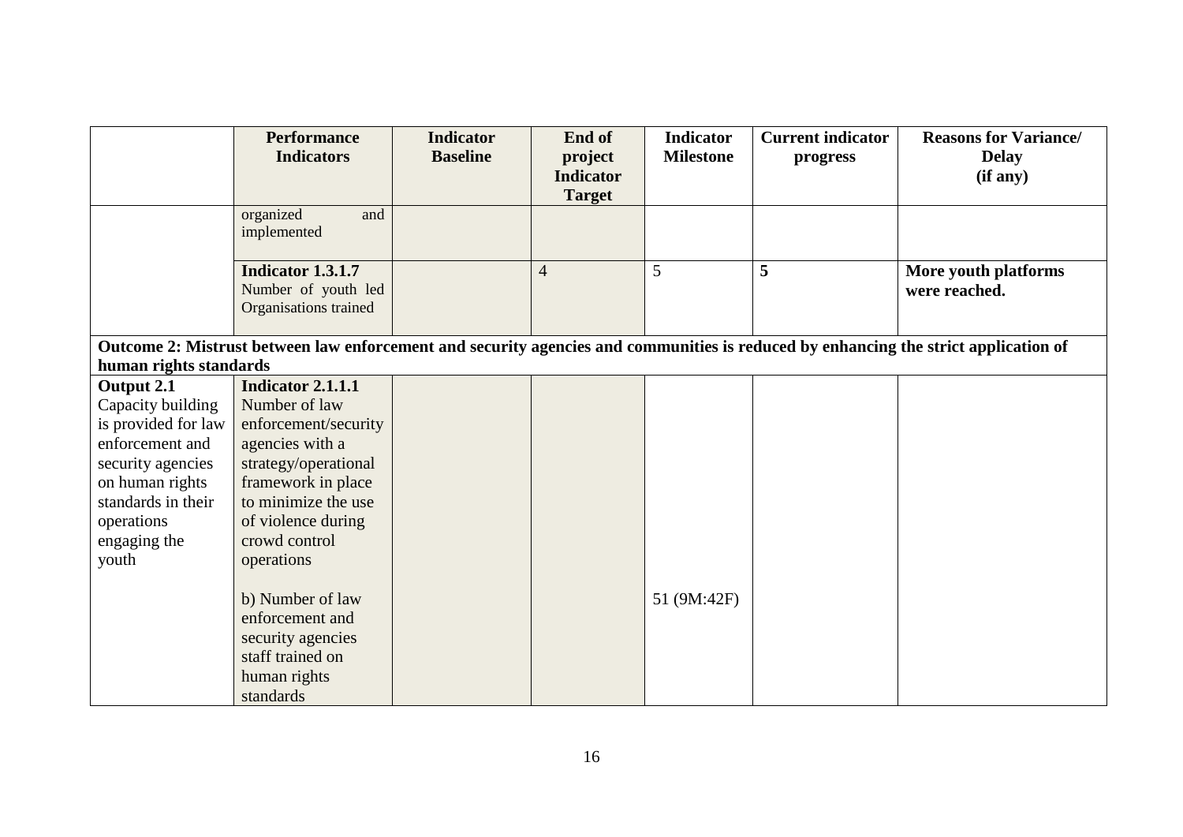|  | Performance Indicators | Indicator Baseline | End of project Indicator Target | Indicator Milestone | Current indicator progress | Reasons for Variance/ Delay (if any) |
|---|---|---|---|---|---|---|
|  | organized and implemented |  |  |  |  |  |
|  | **Indicator 1.3.1.7** Number of youth led Organisations trained |  | 4 | 5 | **5** | **More youth platforms were reached.** |
| **Outcome 2: Mistrust between law enforcement and security agencies and communities is reduced by enhancing the strict application of human rights standards** | | | | | | |
| **Output 2.1** Capacity building is provided for law enforcement and security agencies on human rights standards in their operations engaging the youth | **Indicator 2.1.1.1** Number of law enforcement/security agencies with a strategy/operational framework in place to minimize the use of violence during crowd control operations |  |  |  |  |  |
|  | b) Number of law enforcement and security agencies staff trained on human rights standards |  |  | 51 (9M:42F) |  |  |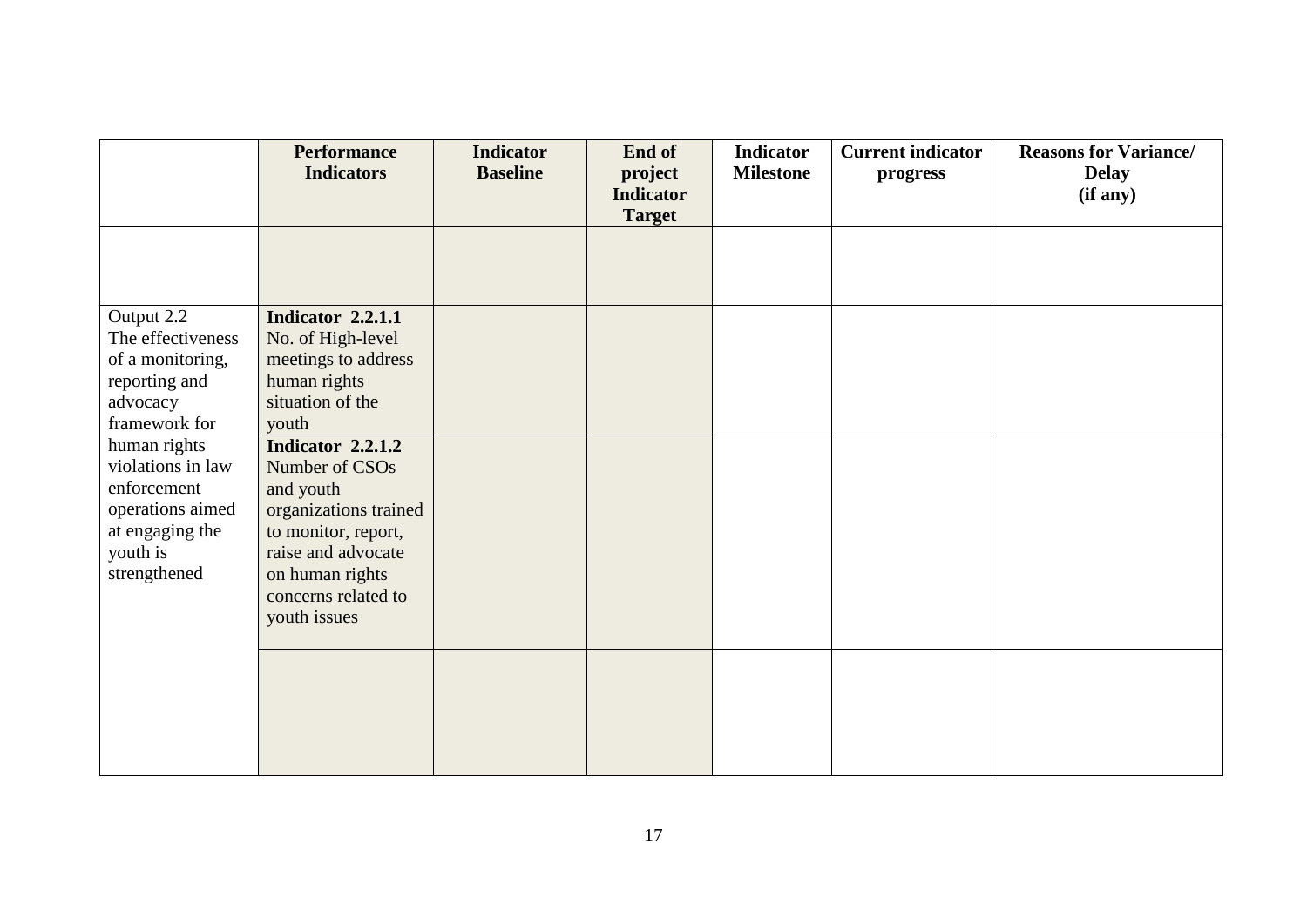| | Performance Indicators | Indicator Baseline | End of project Indicator Target | Indicator Milestone | Current indicator progress | Reasons for Variance/ Delay (if any) |
|---|---|---|---|---|---|---|
| | | | | | | |
| Output 2.2 The effectiveness of a monitoring, reporting and advocacy framework for human rights violations in law enforcement operations aimed at engaging the youth is strengthened | **Indicator 2.2.1.1** No. of High-level meetings to address human rights situation of the youth | | | | | |
| | **Indicator 2.2.1.2** Number of CSOs and youth organizations trained to monitor, report, raise and advocate on human rights concerns related to youth issues | | | | | |
| | | | | | | |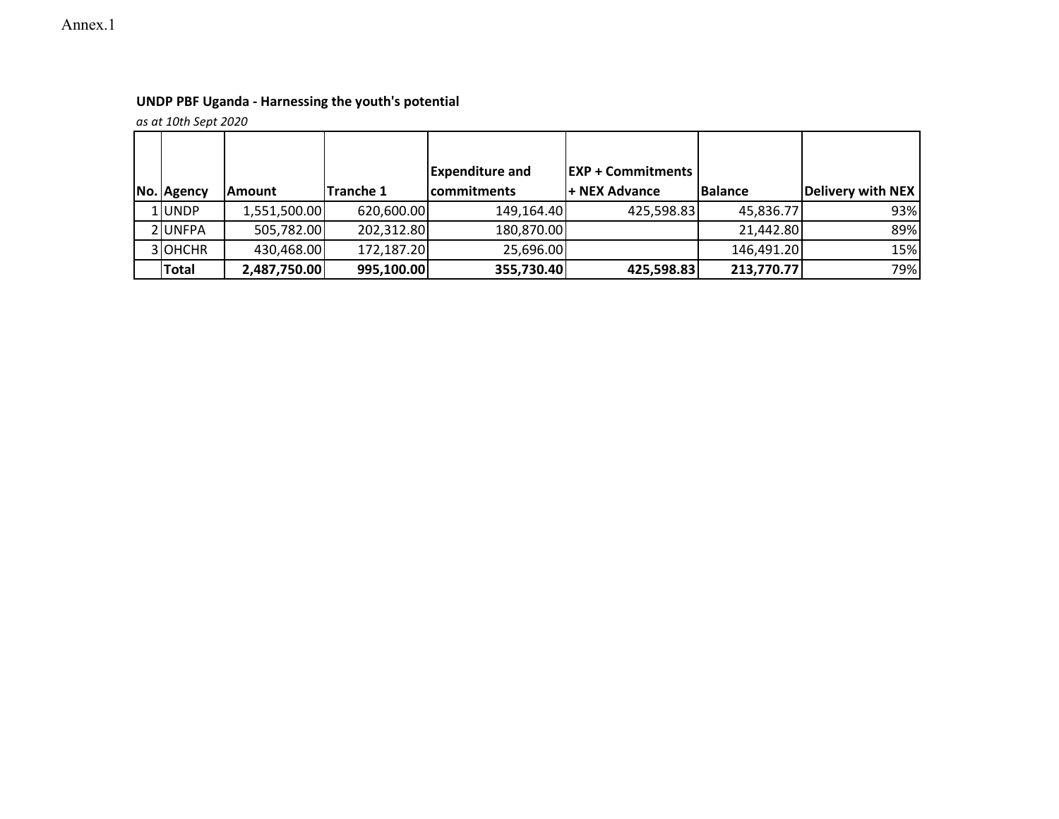Annex.1

**UNDP PBF Uganda - Harnessing the youth's potential**

*as at 10th Sept 2020*

| No. | Agency | Amount | Tranche 1 | Expenditure and commitments | EXP + Commitments + NEX Advance | Balance | Delivery with NEX |
|---|---|---|---|---|---|---|---|
| 1 | UNDP | 1,551,500.00 | 620,600.00 | 149,164.40 | 425,598.83 | 45,836.77 | 93% |
| 2 | UNFPA | 505,782.00 | 202,312.80 | 180,870.00 | | 21,442.80 | 89% |
| 3 | OHCHR | 430,468.00 | 172,187.20 | 25,696.00 | | 146,491.20 | 15% |
| | **Total** | **2,487,750.00** | **995,100.00** | **355,730.40** | **425,598.83** | **213,770.77** | 79% |